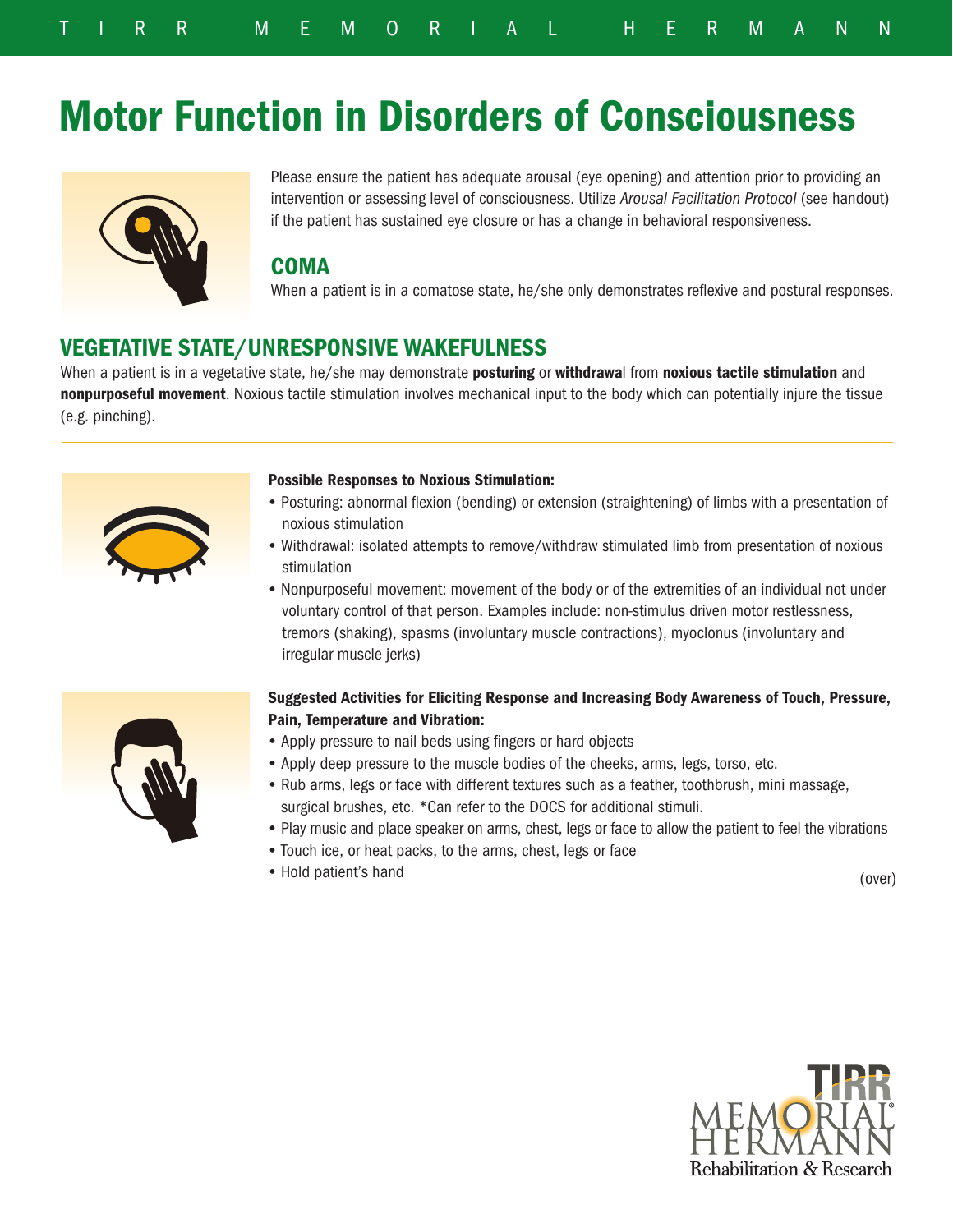# Motor Function in Disorders of Consciousness

Please ensure the patient has adequate arousal (eye opening) and attention prior to providing an intervention or assessing level of consciousness. Utilize *Arousal Facilitation Protocol* (see handout) if the patient has sustained eye closure or has a change in behavioral responsiveness.

## COMA

When a patient is in a comatose state, he/she only demonstrates reflexive and postural responses.

## VEGETATIVE STATE/UNRESPONSIVE WAKEFULNESS

When a patient is in a vegetative state, he/she may demonstrate **posturing** or **withdrawa**l from **noxious tactile stimulation** and **nonpurposeful movement**. Noxious tactile stimulation involves mechanical input to the body which can potentially injure the tissue (e.g. pinching).

---

**Possible Responses to Noxious Stimulation:**

- Posturing: abnormal flexion (bending) or extension (straightening) of limbs with a presentation of noxious stimulation
- Withdrawal: isolated attempts to remove/withdraw stimulated limb from presentation of noxious stimulation
- Nonpurposeful movement: movement of the body or of the extremities of an individual not under voluntary control of that person. Examples include: non-stimulus driven motor restlessness, tremors (shaking), spasms (involuntary muscle contractions), myoclonus (involuntary and irregular muscle jerks)

**Suggested Activities for Eliciting Response and Increasing Body Awareness of Touch, Pressure, Pain, Temperature and Vibration:**

- Apply pressure to nail beds using fingers or hard objects
- Apply deep pressure to the muscle bodies of the cheeks, arms, legs, torso, etc.
- Rub arms, legs or face with different textures such as a feather, toothbrush, mini massage, surgical brushes, etc. *Can refer to the DOCS for additional stimuli.
- Play music and place speaker on arms, chest, legs or face to allow the patient to feel the vibrations
- Touch ice, or heat packs, to the arms, chest, legs or face
- Hold patient's hand

(over)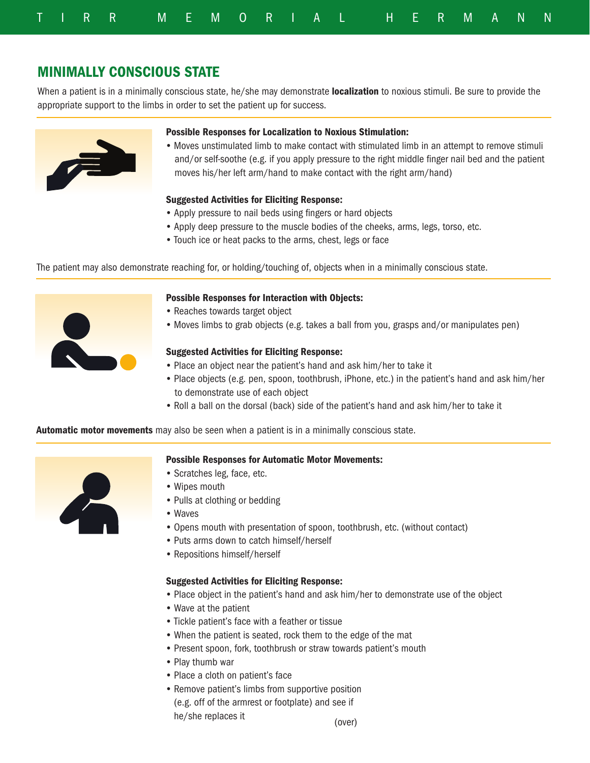## MINIMALLY CONSCIOUS STATE

When a patient is in a minimally conscious state, he/she may demonstrate **localization** to noxious stimuli. Be sure to provide the appropriate support to the limbs in order to set the patient up for success.

**Possible Responses for Localization to Noxious Stimulation:**

- Moves unstimulated limb to make contact with stimulated limb in an attempt to remove stimuli and/or self-soothe (e.g. if you apply pressure to the right middle finger nail bed and the patient moves his/her left arm/hand to make contact with the right arm/hand)

**Suggested Activities for Eliciting Response:**

- Apply pressure to nail beds using fingers or hard objects
- Apply deep pressure to the muscle bodies of the cheeks, arms, legs, torso, etc.
- Touch ice or heat packs to the arms, chest, legs or face

The patient may also demonstrate reaching for, or holding/touching of, objects when in a minimally conscious state.

**Possible Responses for Interaction with Objects:**

- Reaches towards target object
- Moves limbs to grab objects (e.g. takes a ball from you, grasps and/or manipulates pen)

**Suggested Activities for Eliciting Response:**

- Place an object near the patient's hand and ask him/her to take it
- Place objects (e.g. pen, spoon, toothbrush, iPhone, etc.) in the patient's hand and ask him/her to demonstrate use of each object
- Roll a ball on the dorsal (back) side of the patient's hand and ask him/her to take it

**Automatic motor movements** may also be seen when a patient is in a minimally conscious state.

**Possible Responses for Automatic Motor Movements:**

- Scratches leg, face, etc.
- Wipes mouth
- Pulls at clothing or bedding
- Waves
- Opens mouth with presentation of spoon, toothbrush, etc. (without contact)
- Puts arms down to catch himself/herself
- Repositions himself/herself

**Suggested Activities for Eliciting Response:**

- Place object in the patient's hand and ask him/her to demonstrate use of the object
- Wave at the patient
- Tickle patient's face with a feather or tissue
- When the patient is seated, rock them to the edge of the mat
- Present spoon, fork, toothbrush or straw towards patient's mouth
- Play thumb war
- Place a cloth on patient's face
- Remove patient's limbs from supportive position (e.g. off of the armrest or footplate) and see if he/she replaces it

(over)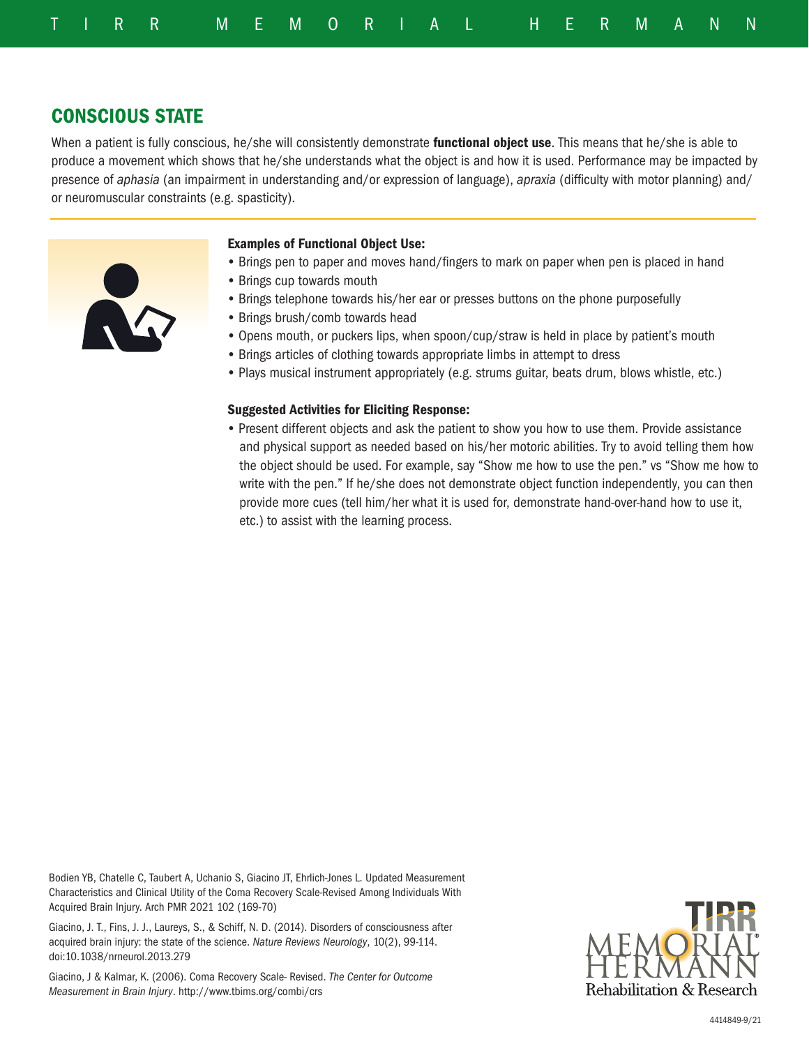## CONSCIOUS STATE

When a patient is fully conscious, he/she will consistently demonstrate **functional object use**. This means that he/she is able to produce a movement which shows that he/she understands what the object is and how it is used. Performance may be impacted by presence of *aphasia* (an impairment in understanding and/or expression of language), *apraxia* (difficulty with motor planning) and/or neuromuscular constraints (e.g. spasticity).

**Examples of Functional Object Use:**

- Brings pen to paper and moves hand/fingers to mark on paper when pen is placed in hand
- Brings cup towards mouth
- Brings telephone towards his/her ear or presses buttons on the phone purposefully
- Brings brush/comb towards head
- Opens mouth, or puckers lips, when spoon/cup/straw is held in place by patient's mouth
- Brings articles of clothing towards appropriate limbs in attempt to dress
- Plays musical instrument appropriately (e.g. strums guitar, beats drum, blows whistle, etc.)

**Suggested Activities for Eliciting Response:**

- Present different objects and ask the patient to show you how to use them. Provide assistance and physical support as needed based on his/her motoric abilities. Try to avoid telling them how the object should be used. For example, say "Show me how to use the pen." vs "Show me how to write with the pen." If he/she does not demonstrate object function independently, you can then provide more cues (tell him/her what it is used for, demonstrate hand-over-hand how to use it, etc.) to assist with the learning process.

Bodien YB, Chatelle C, Taubert A, Uchanio S, Giacino JT, Ehrlich-Jones L. Updated Measurement Characteristics and Clinical Utility of the Coma Recovery Scale-Revised Among Individuals With Acquired Brain Injury. Arch PMR 2021 102 (169-70)

Giacino, J. T., Fins, J. J., Laureys, S., & Schiff, N. D. (2014). Disorders of consciousness after acquired brain injury: the state of the science. *Nature Reviews Neurology*, 10(2), 99-114. doi:10.1038/nrneurol.2013.279

Giacino, J & Kalmar, K. (2006). Coma Recovery Scale- Revised. *The Center for Outcome Measurement in Brain Injury*. http://www.tbims.org/combi/crs

TIRR Memorial Hermann Rehabilitation & Research

4414849-9/21